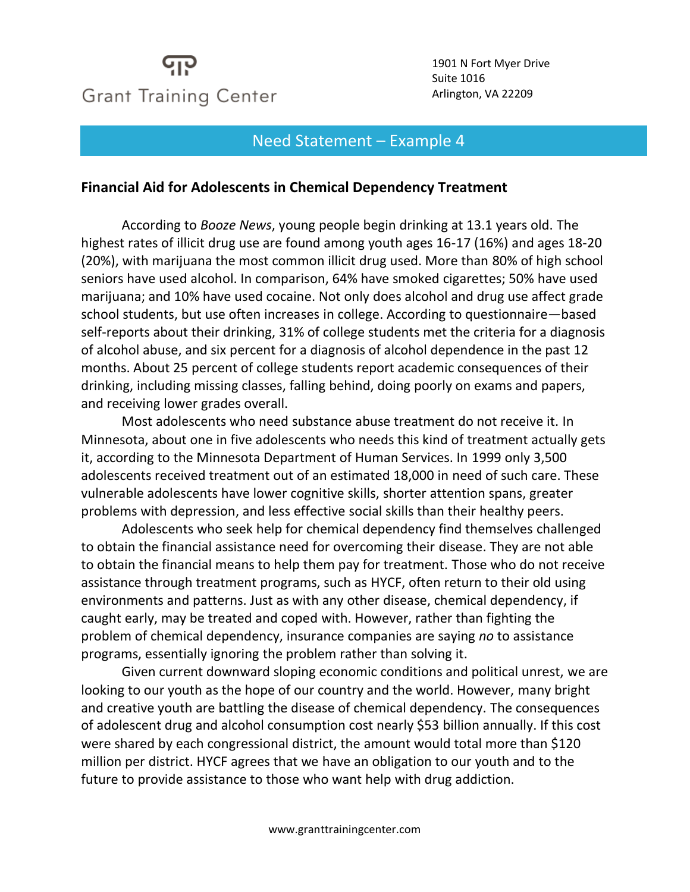Grant Training Center

1901 N Fort Myer Drive
Suite 1016
Arlington, VA 22209

## Need Statement – Example 4

### Financial Aid for Adolescents in Chemical Dependency Treatment

According to *Booze News*, young people begin drinking at 13.1 years old. The highest rates of illicit drug use are found among youth ages 16-17 (16%) and ages 18-20 (20%), with marijuana the most common illicit drug used. More than 80% of high school seniors have used alcohol. In comparison, 64% have smoked cigarettes; 50% have used marijuana; and 10% have used cocaine. Not only does alcohol and drug use affect grade school students, but use often increases in college. According to questionnaire—based self-reports about their drinking, 31% of college students met the criteria for a diagnosis of alcohol abuse, and six percent for a diagnosis of alcohol dependence in the past 12 months. About 25 percent of college students report academic consequences of their drinking, including missing classes, falling behind, doing poorly on exams and papers, and receiving lower grades overall.

Most adolescents who need substance abuse treatment do not receive it. In Minnesota, about one in five adolescents who needs this kind of treatment actually gets it, according to the Minnesota Department of Human Services. In 1999 only 3,500 adolescents received treatment out of an estimated 18,000 in need of such care. These vulnerable adolescents have lower cognitive skills, shorter attention spans, greater problems with depression, and less effective social skills than their healthy peers.

Adolescents who seek help for chemical dependency find themselves challenged to obtain the financial assistance need for overcoming their disease. They are not able to obtain the financial means to help them pay for treatment. Those who do not receive assistance through treatment programs, such as HYCF, often return to their old using environments and patterns. Just as with any other disease, chemical dependency, if caught early, may be treated and coped with. However, rather than fighting the problem of chemical dependency, insurance companies are saying *no* to assistance programs, essentially ignoring the problem rather than solving it.

Given current downward sloping economic conditions and political unrest, we are looking to our youth as the hope of our country and the world. However, many bright and creative youth are battling the disease of chemical dependency. The consequences of adolescent drug and alcohol consumption cost nearly $53 billion annually. If this cost were shared by each congressional district, the amount would total more than $120 million per district. HYCF agrees that we have an obligation to our youth and to the future to provide assistance to those who want help with drug addiction.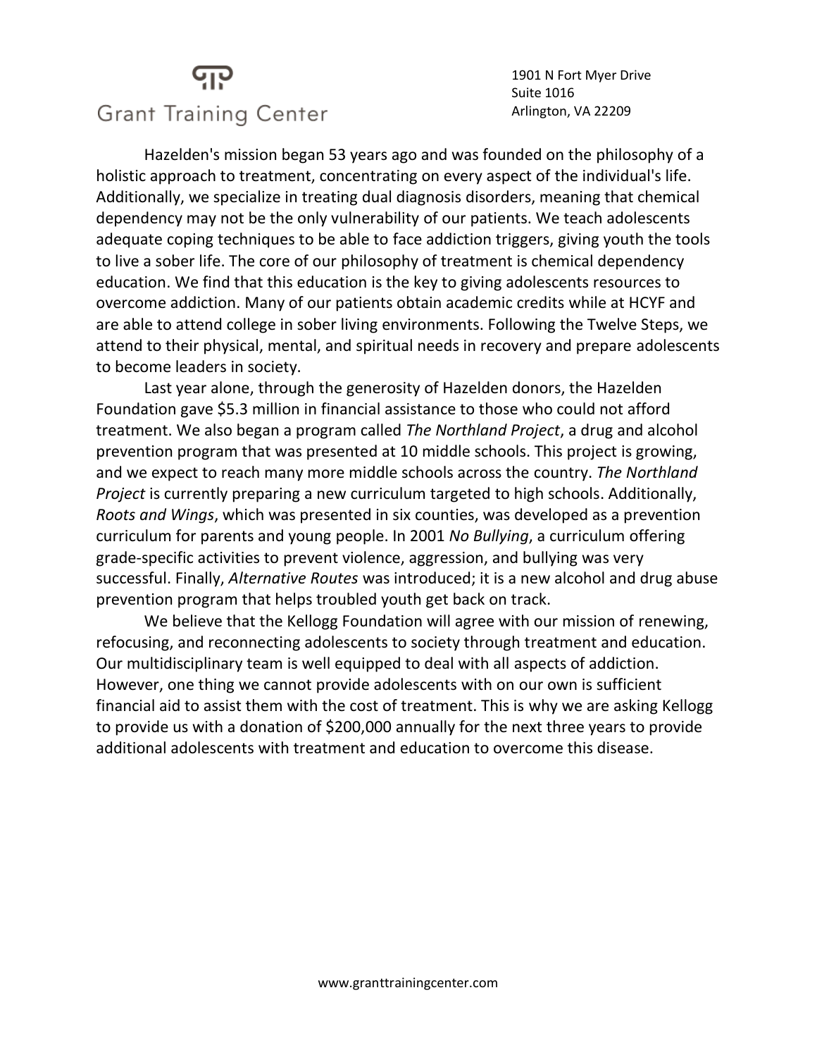Hazelden's mission began 53 years ago and was founded on the philosophy of a holistic approach to treatment, concentrating on every aspect of the individual's life. Additionally, we specialize in treating dual diagnosis disorders, meaning that chemical dependency may not be the only vulnerability of our patients. We teach adolescents adequate coping techniques to be able to face addiction triggers, giving youth the tools to live a sober life. The core of our philosophy of treatment is chemical dependency education. We find that this education is the key to giving adolescents resources to overcome addiction. Many of our patients obtain academic credits while at HCYF and are able to attend college in sober living environments. Following the Twelve Steps, we attend to their physical, mental, and spiritual needs in recovery and prepare adolescents to become leaders in society.

Last year alone, through the generosity of Hazelden donors, the Hazelden Foundation gave $5.3 million in financial assistance to those who could not afford treatment. We also began a program called *The Northland Project*, a drug and alcohol prevention program that was presented at 10 middle schools. This project is growing, and we expect to reach many more middle schools across the country. *The Northland Project* is currently preparing a new curriculum targeted to high schools. Additionally, *Roots and Wings*, which was presented in six counties, was developed as a prevention curriculum for parents and young people. In 2001 *No Bullying*, a curriculum offering grade-specific activities to prevent violence, aggression, and bullying was very successful. Finally, *Alternative Routes* was introduced; it is a new alcohol and drug abuse prevention program that helps troubled youth get back on track.

We believe that the Kellogg Foundation will agree with our mission of renewing, refocusing, and reconnecting adolescents to society through treatment and education. Our multidisciplinary team is well equipped to deal with all aspects of addiction. However, one thing we cannot provide adolescents with on our own is sufficient financial aid to assist them with the cost of treatment. This is why we are asking Kellogg to provide us with a donation of $200,000 annually for the next three years to provide additional adolescents with treatment and education to overcome this disease.